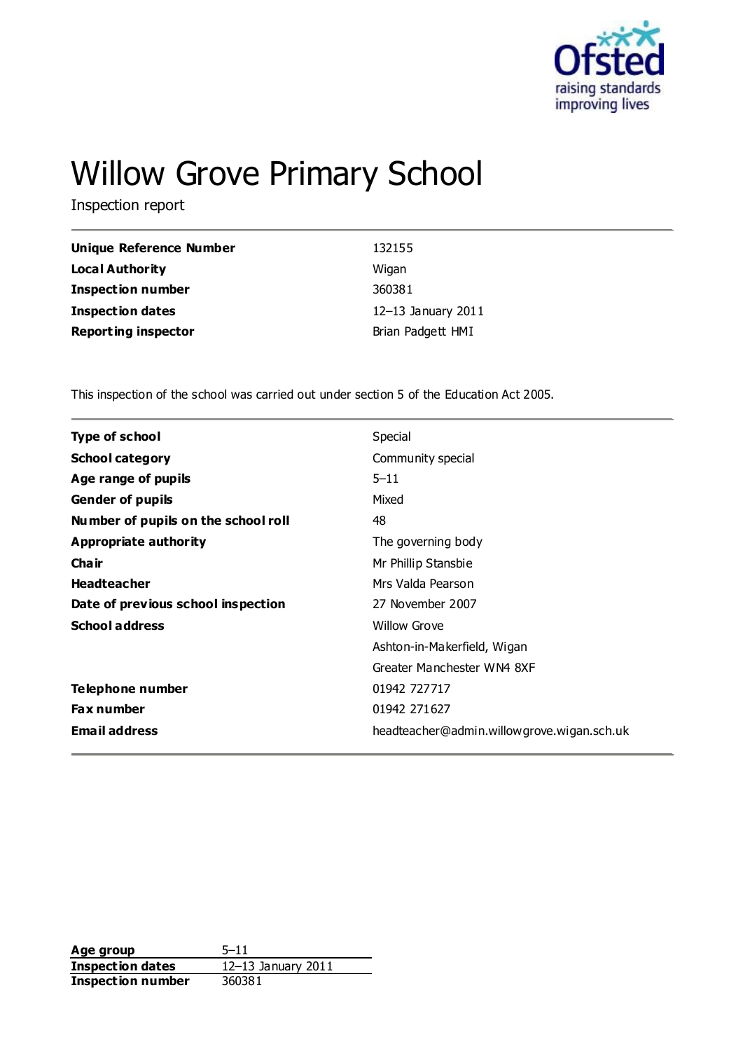# Willow Grove Primary School

Inspection report

| | |
|---|---|
| **Unique Reference Number** | 132155 |
| **Local Authority** | Wigan |
| **Inspection number** | 360381 |
| **Inspection dates** | 12–13 January 2011 |
| **Reporting inspector** | Brian Padgett HMI |

This inspection of the school was carried out under section 5 of the Education Act 2005.

| | |
|---|---|
| **Type of school** | Special |
| **School category** | Community special |
| **Age range of pupils** | 5–11 |
| **Gender of pupils** | Mixed |
| **Number of pupils on the school roll** | 48 |
| **Appropriate authority** | The governing body |
| **Chair** | Mr Phillip Stansbie |
| **Headteacher** | Mrs Valda Pearson |
| **Date of previous school inspection** | 27 November 2007 |
| **School address** | Willow Grove<br>Ashton-in-Makerfield, Wigan<br>Greater Manchester WN4 8XF |
| **Telephone number** | 01942 727717 |
| **Fax number** | 01942 271627 |
| **Email address** | headteacher@admin.willowgrove.wigan.sch.uk |

| | |
|---|---|
| **Age group** | 5–11 |
| **Inspection dates** | 12–13 January 2011 |
| **Inspection number** | 360381 |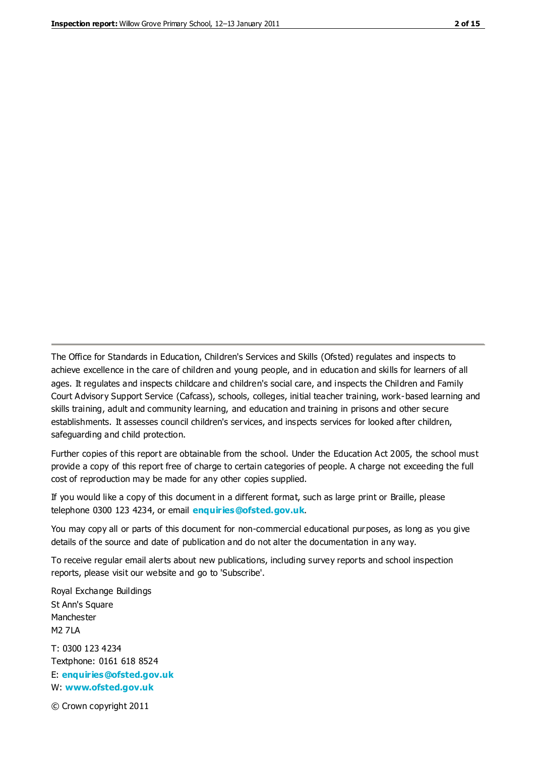The Office for Standards in Education, Children's Services and Skills (Ofsted) regulates and inspects to achieve excellence in the care of children and young people, and in education and skills for learners of all ages. It regulates and inspects childcare and children's social care, and inspects the Children and Family Court Advisory Support Service (Cafcass), schools, colleges, initial teacher training, work-based learning and skills training, adult and community learning, and education and training in prisons and other secure establishments. It assesses council children's services, and inspects services for looked after children, safeguarding and child protection.

Further copies of this report are obtainable from the school. Under the Education Act 2005, the school must provide a copy of this report free of charge to certain categories of people. A charge not exceeding the full cost of reproduction may be made for any other copies supplied.

If you would like a copy of this document in a different format, such as large print or Braille, please telephone 0300 123 4234, or email **enquiries@ofsted.gov.uk**.

You may copy all or parts of this document for non-commercial educational purposes, as long as you give details of the source and date of publication and do not alter the documentation in any way.

To receive regular email alerts about new publications, including survey reports and school inspection reports, please visit our website and go to 'Subscribe'.

Royal Exchange Buildings  
St Ann's Square  
Manchester  
M2 7LA

T: 0300 123 4234  
Textphone: 0161 618 8524  
E: **enquiries@ofsted.gov.uk**  
W: **www.ofsted.gov.uk**

© Crown copyright 2011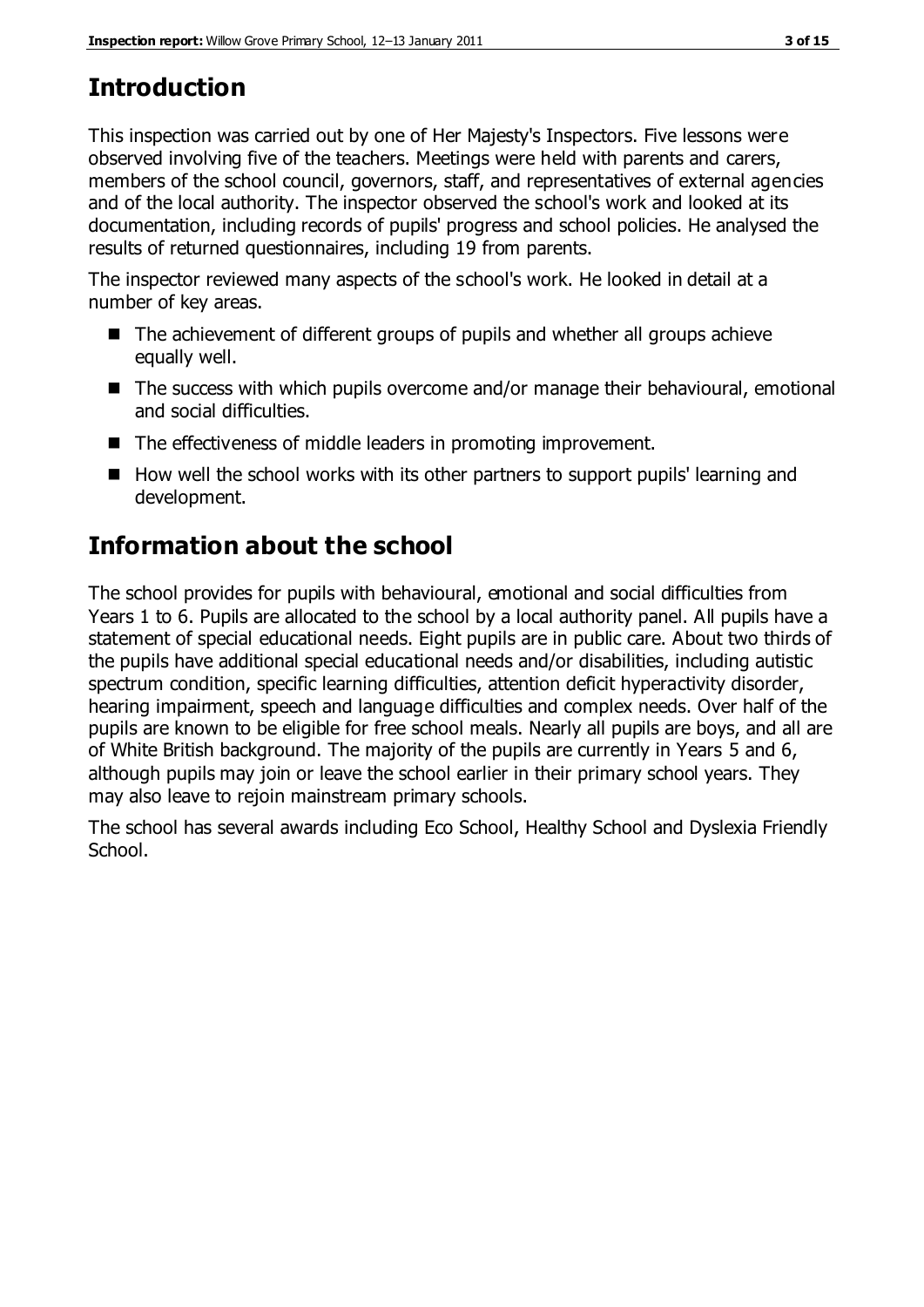## Introduction

This inspection was carried out by one of Her Majesty's Inspectors. Five lessons were observed involving five of the teachers. Meetings were held with parents and carers, members of the school council, governors, staff, and representatives of external agencies and of the local authority. The inspector observed the school's work and looked at its documentation, including records of pupils' progress and school policies. He analysed the results of returned questionnaires, including 19 from parents.

The inspector reviewed many aspects of the school's work. He looked in detail at a number of key areas.

- The achievement of different groups of pupils and whether all groups achieve equally well.
- The success with which pupils overcome and/or manage their behavioural, emotional and social difficulties.
- The effectiveness of middle leaders in promoting improvement.
- How well the school works with its other partners to support pupils' learning and development.

## Information about the school

The school provides for pupils with behavioural, emotional and social difficulties from Years 1 to 6. Pupils are allocated to the school by a local authority panel. All pupils have a statement of special educational needs. Eight pupils are in public care. About two thirds of the pupils have additional special educational needs and/or disabilities, including autistic spectrum condition, specific learning difficulties, attention deficit hyperactivity disorder, hearing impairment, speech and language difficulties and complex needs. Over half of the pupils are known to be eligible for free school meals. Nearly all pupils are boys, and all are of White British background. The majority of the pupils are currently in Years 5 and 6, although pupils may join or leave the school earlier in their primary school years. They may also leave to rejoin mainstream primary schools.

The school has several awards including Eco School, Healthy School and Dyslexia Friendly School.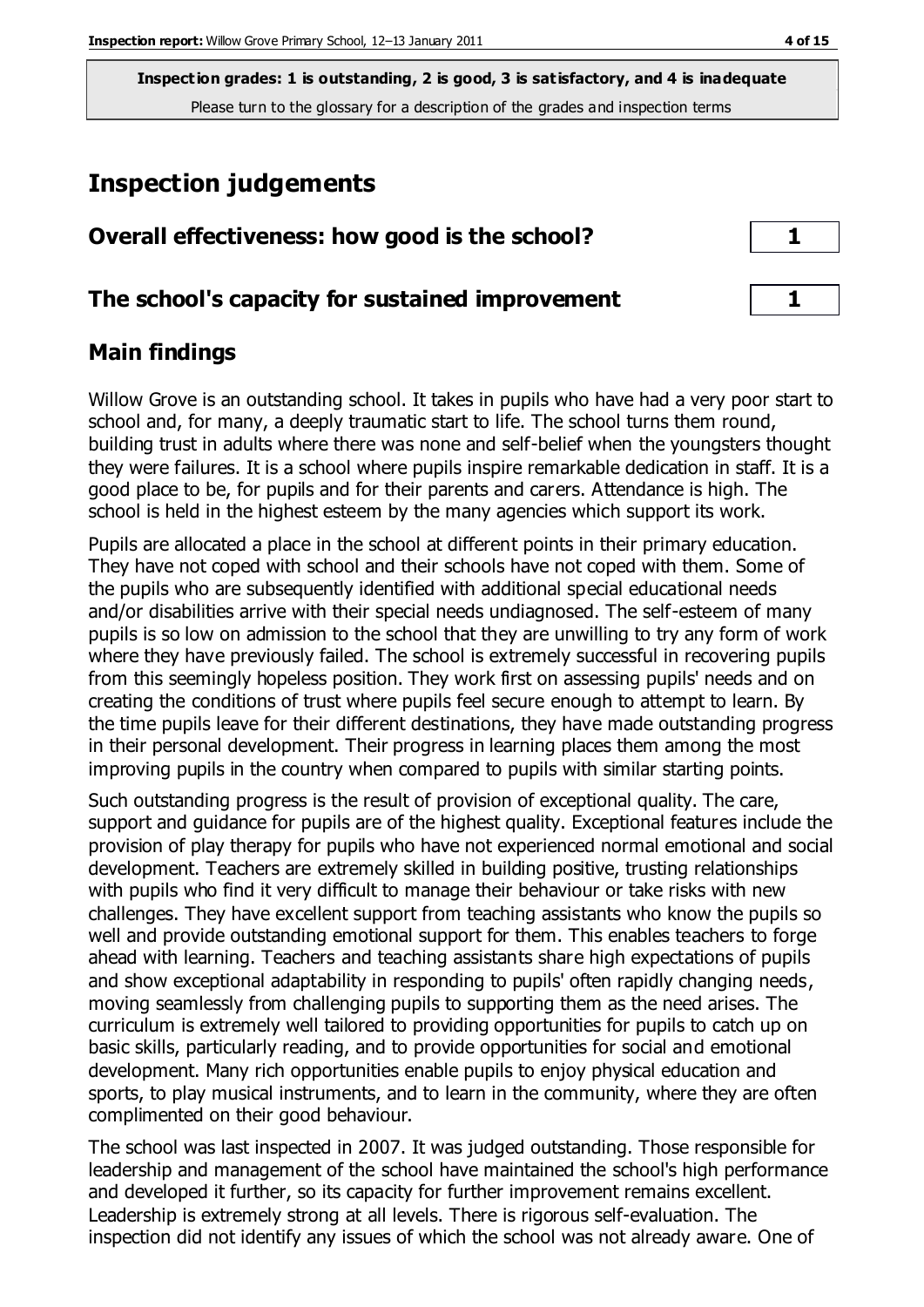**Inspection grades: 1 is outstanding, 2 is good, 3 is satisfactory, and 4 is inadequate**
Please turn to the glossary for a description of the grades and inspection terms

# Inspection judgements

| | |
|---|---|
| **Overall effectiveness: how good is the school?** | **1** |
| **The school's capacity for sustained improvement** | **1** |

## Main findings

Willow Grove is an outstanding school. It takes in pupils who have had a very poor start to school and, for many, a deeply traumatic start to life. The school turns them round, building trust in adults where there was none and self-belief when the youngsters thought they were failures. It is a school where pupils inspire remarkable dedication in staff. It is a good place to be, for pupils and for their parents and carers. Attendance is high. The school is held in the highest esteem by the many agencies which support its work.

Pupils are allocated a place in the school at different points in their primary education. They have not coped with school and their schools have not coped with them. Some of the pupils who are subsequently identified with additional special educational needs and/or disabilities arrive with their special needs undiagnosed. The self-esteem of many pupils is so low on admission to the school that they are unwilling to try any form of work where they have previously failed. The school is extremely successful in recovering pupils from this seemingly hopeless position. They work first on assessing pupils' needs and on creating the conditions of trust where pupils feel secure enough to attempt to learn. By the time pupils leave for their different destinations, they have made outstanding progress in their personal development. Their progress in learning places them among the most improving pupils in the country when compared to pupils with similar starting points.

Such outstanding progress is the result of provision of exceptional quality. The care, support and guidance for pupils are of the highest quality. Exceptional features include the provision of play therapy for pupils who have not experienced normal emotional and social development. Teachers are extremely skilled in building positive, trusting relationships with pupils who find it very difficult to manage their behaviour or take risks with new challenges. They have excellent support from teaching assistants who know the pupils so well and provide outstanding emotional support for them. This enables teachers to forge ahead with learning. Teachers and teaching assistants share high expectations of pupils and show exceptional adaptability in responding to pupils' often rapidly changing needs, moving seamlessly from challenging pupils to supporting them as the need arises. The curriculum is extremely well tailored to providing opportunities for pupils to catch up on basic skills, particularly reading, and to provide opportunities for social and emotional development. Many rich opportunities enable pupils to enjoy physical education and sports, to play musical instruments, and to learn in the community, where they are often complimented on their good behaviour.

The school was last inspected in 2007. It was judged outstanding. Those responsible for leadership and management of the school have maintained the school's high performance and developed it further, so its capacity for further improvement remains excellent. Leadership is extremely strong at all levels. There is rigorous self-evaluation. The inspection did not identify any issues of which the school was not already aware. One of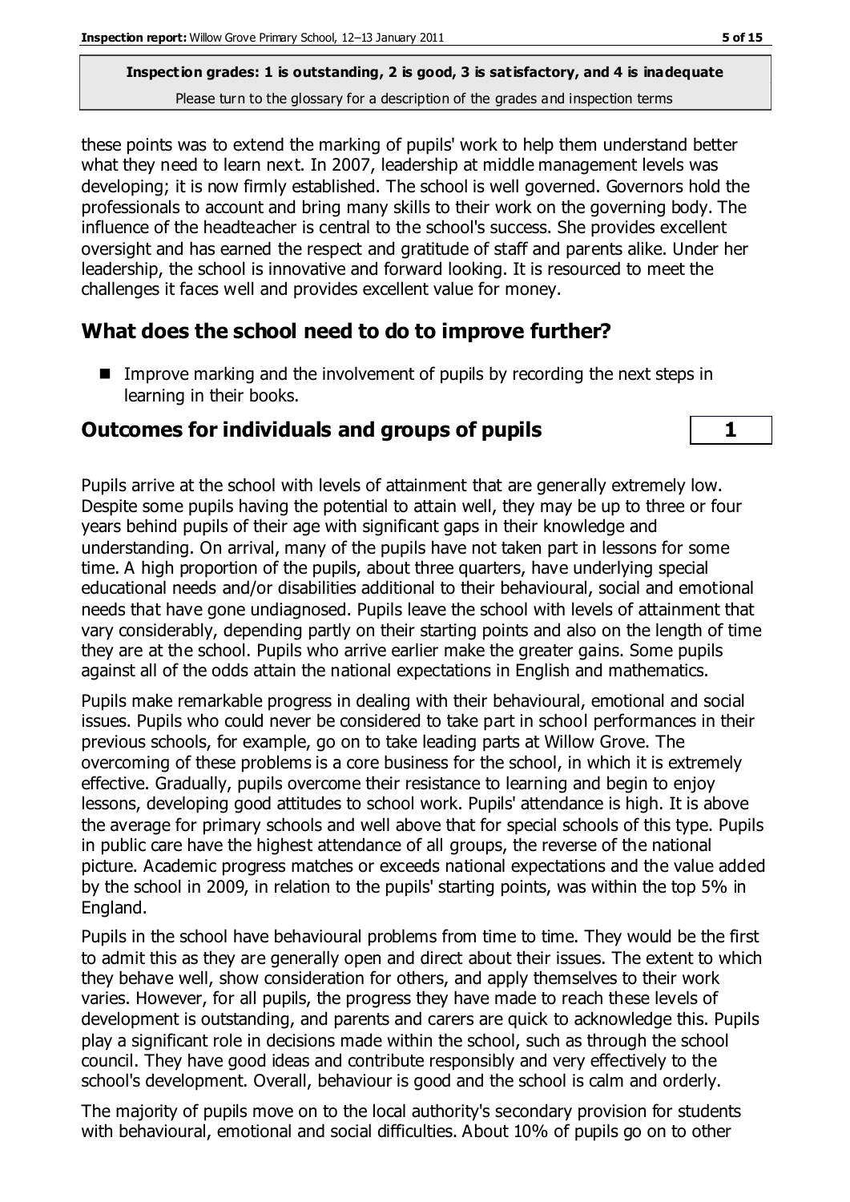these points was to extend the marking of pupils' work to help them understand better what they need to learn next. In 2007, leadership at middle management levels was developing; it is now firmly established. The school is well governed. Governors hold the professionals to account and bring many skills to their work on the governing body. The influence of the headteacher is central to the school's success. She provides excellent oversight and has earned the respect and gratitude of staff and parents alike. Under her leadership, the school is innovative and forward looking. It is resourced to meet the challenges it faces well and provides excellent value for money.

## What does the school need to do to improve further?

- Improve marking and the involvement of pupils by recording the next steps in learning in their books.

## Outcomes for individuals and groups of pupils

**1**

Pupils arrive at the school with levels of attainment that are generally extremely low. Despite some pupils having the potential to attain well, they may be up to three or four years behind pupils of their age with significant gaps in their knowledge and understanding. On arrival, many of the pupils have not taken part in lessons for some time. A high proportion of the pupils, about three quarters, have underlying special educational needs and/or disabilities additional to their behavioural, social and emotional needs that have gone undiagnosed. Pupils leave the school with levels of attainment that vary considerably, depending partly on their starting points and also on the length of time they are at the school. Pupils who arrive earlier make the greater gains. Some pupils against all of the odds attain the national expectations in English and mathematics.

Pupils make remarkable progress in dealing with their behavioural, emotional and social issues. Pupils who could never be considered to take part in school performances in their previous schools, for example, go on to take leading parts at Willow Grove. The overcoming of these problems is a core business for the school, in which it is extremely effective. Gradually, pupils overcome their resistance to learning and begin to enjoy lessons, developing good attitudes to school work. Pupils' attendance is high. It is above the average for primary schools and well above that for special schools of this type. Pupils in public care have the highest attendance of all groups, the reverse of the national picture. Academic progress matches or exceeds national expectations and the value added by the school in 2009, in relation to the pupils' starting points, was within the top 5% in England.

Pupils in the school have behavioural problems from time to time. They would be the first to admit this as they are generally open and direct about their issues. The extent to which they behave well, show consideration for others, and apply themselves to their work varies. However, for all pupils, the progress they have made to reach these levels of development is outstanding, and parents and carers are quick to acknowledge this. Pupils play a significant role in decisions made within the school, such as through the school council. They have good ideas and contribute responsibly and very effectively to the school's development. Overall, behaviour is good and the school is calm and orderly.

The majority of pupils move on to the local authority's secondary provision for students with behavioural, emotional and social difficulties. About 10% of pupils go on to other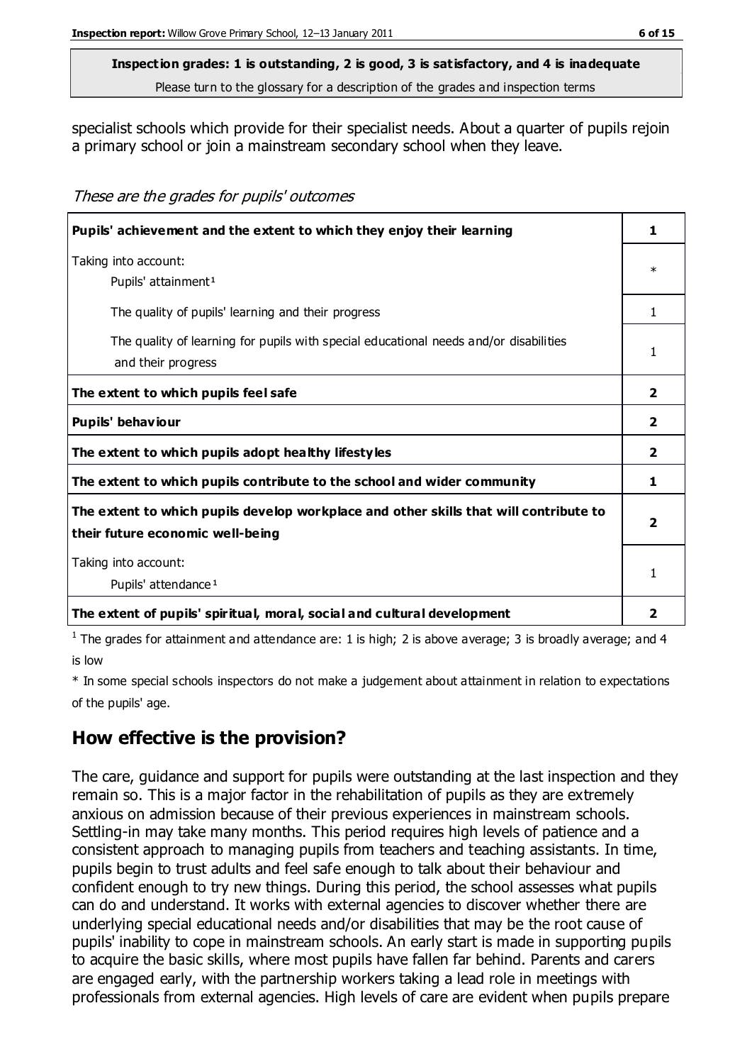**Inspection grades: 1 is outstanding, 2 is good, 3 is satisfactory, and 4 is inadequate**
Please turn to the glossary for a description of the grades and inspection terms

specialist schools which provide for their specialist needs. About a quarter of pupils rejoin a primary school or join a mainstream secondary school when they leave.

*These are the grades for pupils' outcomes*

| | |
|---|---|
| **Pupils' achievement and the extent to which they enjoy their learning** | **1** |
| Taking into account:<br>Pupils' attainment[1] | * |
| The quality of pupils' learning and their progress | 1 |
| The quality of learning for pupils with special educational needs and/or disabilities and their progress | 1 |
| **The extent to which pupils feel safe** | **2** |
| **Pupils' behaviour** | **2** |
| **The extent to which pupils adopt healthy lifestyles** | **2** |
| **The extent to which pupils contribute to the school and wider community** | **1** |
| **The extent to which pupils develop workplace and other skills that will contribute to their future economic well-being** | **2** |
| Taking into account:<br>Pupils' attendance[1] | 1 |
| **The extent of pupils' spiritual, moral, social and cultural development** | **2** |

[1] The grades for attainment and attendance are: 1 is high; 2 is above average; 3 is broadly average; and 4 is low

* In some special schools inspectors do not make a judgement about attainment in relation to expectations of the pupils' age.

## How effective is the provision?

The care, guidance and support for pupils were outstanding at the last inspection and they remain so. This is a major factor in the rehabilitation of pupils as they are extremely anxious on admission because of their previous experiences in mainstream schools. Settling-in may take many months. This period requires high levels of patience and a consistent approach to managing pupils from teachers and teaching assistants. In time, pupils begin to trust adults and feel safe enough to talk about their behaviour and confident enough to try new things. During this period, the school assesses what pupils can do and understand. It works with external agencies to discover whether there are underlying special educational needs and/or disabilities that may be the root cause of pupils' inability to cope in mainstream schools. An early start is made in supporting pupils to acquire the basic skills, where most pupils have fallen far behind. Parents and carers are engaged early, with the partnership workers taking a lead role in meetings with professionals from external agencies. High levels of care are evident when pupils prepare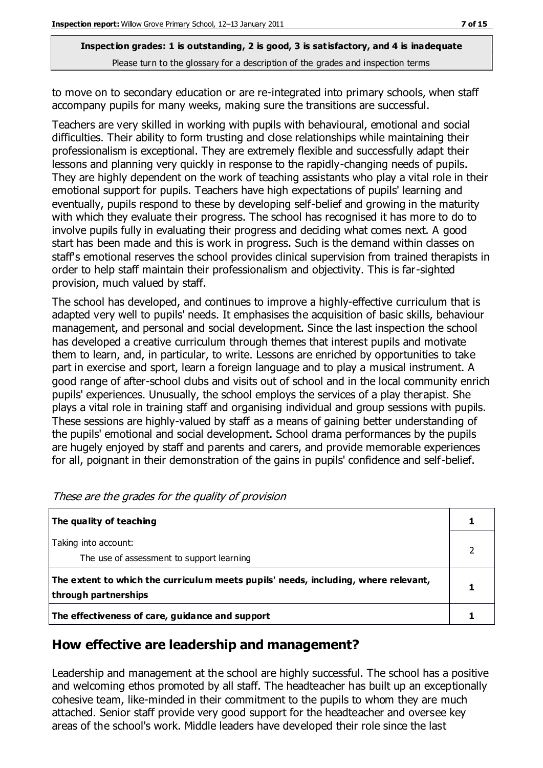to move on to secondary education or are re-integrated into primary schools, when staff accompany pupils for many weeks, making sure the transitions are successful.

Teachers are very skilled in working with pupils with behavioural, emotional and social difficulties. Their ability to form trusting and close relationships while maintaining their professionalism is exceptional. They are extremely flexible and successfully adapt their lessons and planning very quickly in response to the rapidly-changing needs of pupils. They are highly dependent on the work of teaching assistants who play a vital role in their emotional support for pupils. Teachers have high expectations of pupils' learning and eventually, pupils respond to these by developing self-belief and growing in the maturity with which they evaluate their progress. The school has recognised it has more to do to involve pupils fully in evaluating their progress and deciding what comes next. A good start has been made and this is work in progress. Such is the demand within classes on staff's emotional reserves the school provides clinical supervision from trained therapists in order to help staff maintain their professionalism and objectivity. This is far-sighted provision, much valued by staff.

The school has developed, and continues to improve a highly-effective curriculum that is adapted very well to pupils' needs. It emphasises the acquisition of basic skills, behaviour management, and personal and social development. Since the last inspection the school has developed a creative curriculum through themes that interest pupils and motivate them to learn, and, in particular, to write. Lessons are enriched by opportunities to take part in exercise and sport, learn a foreign language and to play a musical instrument. A good range of after-school clubs and visits out of school and in the local community enrich pupils' experiences. Unusually, the school employs the services of a play therapist. She plays a vital role in training staff and organising individual and group sessions with pupils. These sessions are highly-valued by staff as a means of gaining better understanding of the pupils' emotional and social development. School drama performances by the pupils are hugely enjoyed by staff and parents and carers, and provide memorable experiences for all, poignant in their demonstration of the gains in pupils' confidence and self-belief.

*These are the grades for the quality of provision*

| | |
|---|---|
| **The quality of teaching** | **1** |
| Taking into account:<br>The use of assessment to support learning | 2 |
| **The extent to which the curriculum meets pupils' needs, including, where relevant, through partnerships** | **1** |
| **The effectiveness of care, guidance and support** | **1** |

## How effective are leadership and management?

Leadership and management at the school are highly successful. The school has a positive and welcoming ethos promoted by all staff. The headteacher has built up an exceptionally cohesive team, like-minded in their commitment to the pupils to whom they are much attached. Senior staff provide very good support for the headteacher and oversee key areas of the school's work. Middle leaders have developed their role since the last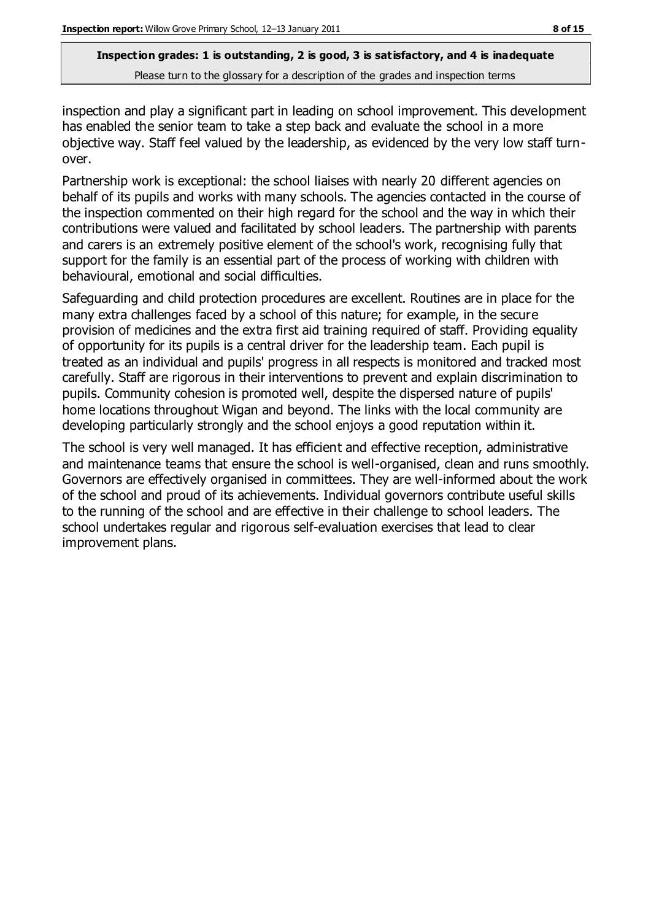inspection and play a significant part in leading on school improvement. This development has enabled the senior team to take a step back and evaluate the school in a more objective way. Staff feel valued by the leadership, as evidenced by the very low staff turn-over.

Partnership work is exceptional: the school liaises with nearly 20 different agencies on behalf of its pupils and works with many schools. The agencies contacted in the course of the inspection commented on their high regard for the school and the way in which their contributions were valued and facilitated by school leaders. The partnership with parents and carers is an extremely positive element of the school's work, recognising fully that support for the family is an essential part of the process of working with children with behavioural, emotional and social difficulties.

Safeguarding and child protection procedures are excellent. Routines are in place for the many extra challenges faced by a school of this nature; for example, in the secure provision of medicines and the extra first aid training required of staff. Providing equality of opportunity for its pupils is a central driver for the leadership team. Each pupil is treated as an individual and pupils' progress in all respects is monitored and tracked most carefully. Staff are rigorous in their interventions to prevent and explain discrimination to pupils. Community cohesion is promoted well, despite the dispersed nature of pupils' home locations throughout Wigan and beyond. The links with the local community are developing particularly strongly and the school enjoys a good reputation within it.

The school is very well managed. It has efficient and effective reception, administrative and maintenance teams that ensure the school is well-organised, clean and runs smoothly. Governors are effectively organised in committees. They are well-informed about the work of the school and proud of its achievements. Individual governors contribute useful skills to the running of the school and are effective in their challenge to school leaders. The school undertakes regular and rigorous self-evaluation exercises that lead to clear improvement plans.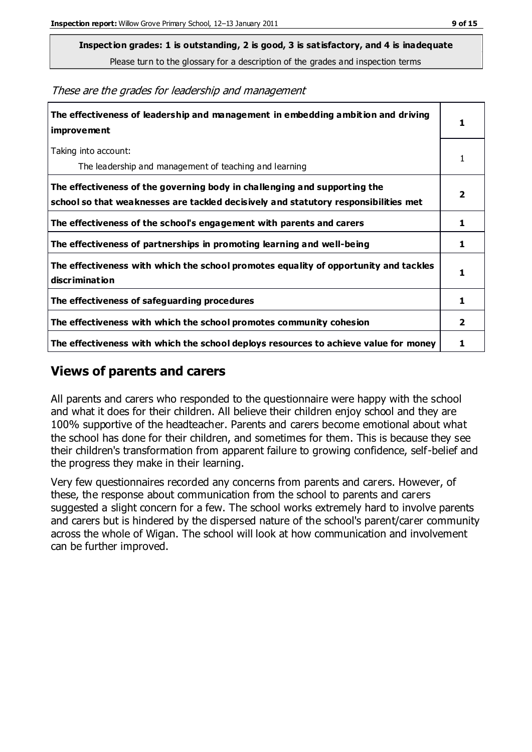**Inspection grades: 1 is outstanding, 2 is good, 3 is satisfactory, and 4 is inadequate**
Please turn to the glossary for a description of the grades and inspection terms

*These are the grades for leadership and management*

| | |
|---|---|
| **The effectiveness of leadership and management in embedding ambition and driving improvement** | **1** |
| Taking into account: The leadership and management of teaching and learning | 1 |
| **The effectiveness of the governing body in challenging and supporting the school so that weaknesses are tackled decisively and statutory responsibilities met** | **2** |
| **The effectiveness of the school's engagement with parents and carers** | **1** |
| **The effectiveness of partnerships in promoting learning and well-being** | **1** |
| **The effectiveness with which the school promotes equality of opportunity and tackles discrimination** | **1** |
| **The effectiveness of safeguarding procedures** | **1** |
| **The effectiveness with which the school promotes community cohesion** | **2** |
| **The effectiveness with which the school deploys resources to achieve value for money** | **1** |

## Views of parents and carers

All parents and carers who responded to the questionnaire were happy with the school and what it does for their children. All believe their children enjoy school and they are 100% supportive of the headteacher. Parents and carers become emotional about what the school has done for their children, and sometimes for them. This is because they see their children's transformation from apparent failure to growing confidence, self-belief and the progress they make in their learning.

Very few questionnaires recorded any concerns from parents and carers. However, of these, the response about communication from the school to parents and carers suggested a slight concern for a few. The school works extremely hard to involve parents and carers but is hindered by the dispersed nature of the school's parent/carer community across the whole of Wigan. The school will look at how communication and involvement can be further improved.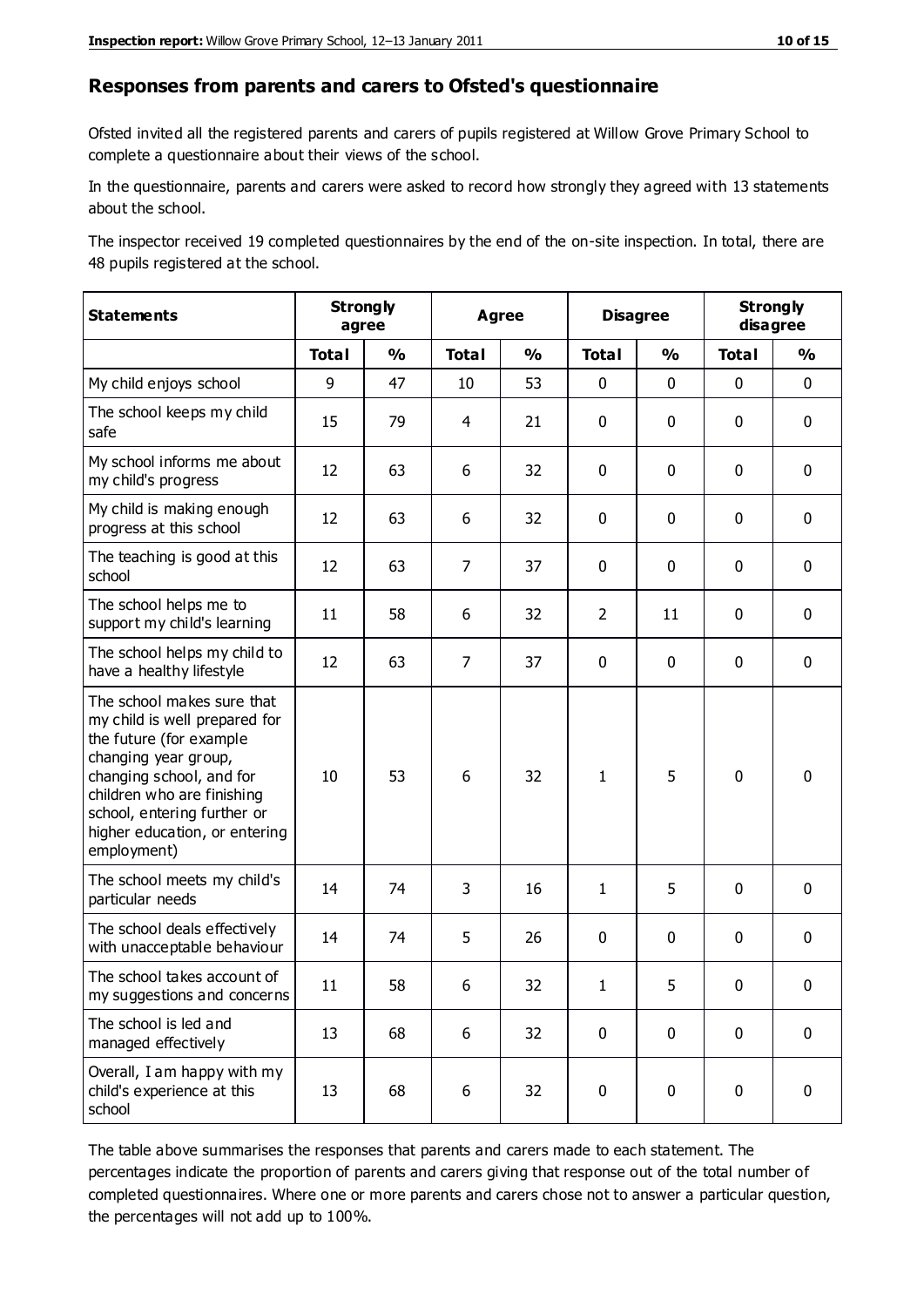## Responses from parents and carers to Ofsted's questionnaire

Ofsted invited all the registered parents and carers of pupils registered at Willow Grove Primary School to complete a questionnaire about their views of the school.

In the questionnaire, parents and carers were asked to record how strongly they agreed with 13 statements about the school.

The inspector received 19 completed questionnaires by the end of the on-site inspection. In total, there are 48 pupils registered at the school.

| Statements | Strongly agree | | Agree | | Disagree | | Strongly disagree | |
|---|---|---|---|---|---|---|---|---|
| | Total | % | Total | % | Total | % | Total | % |
| My child enjoys school | 9 | 47 | 10 | 53 | 0 | 0 | 0 | 0 |
| The school keeps my child safe | 15 | 79 | 4 | 21 | 0 | 0 | 0 | 0 |
| My school informs me about my child's progress | 12 | 63 | 6 | 32 | 0 | 0 | 0 | 0 |
| My child is making enough progress at this school | 12 | 63 | 6 | 32 | 0 | 0 | 0 | 0 |
| The teaching is good at this school | 12 | 63 | 7 | 37 | 0 | 0 | 0 | 0 |
| The school helps me to support my child's learning | 11 | 58 | 6 | 32 | 2 | 11 | 0 | 0 |
| The school helps my child to have a healthy lifestyle | 12 | 63 | 7 | 37 | 0 | 0 | 0 | 0 |
| The school makes sure that my child is well prepared for the future (for example changing year group, changing school, and for children who are finishing school, entering further or higher education, or entering employment) | 10 | 53 | 6 | 32 | 1 | 5 | 0 | 0 |
| The school meets my child's particular needs | 14 | 74 | 3 | 16 | 1 | 5 | 0 | 0 |
| The school deals effectively with unacceptable behaviour | 14 | 74 | 5 | 26 | 0 | 0 | 0 | 0 |
| The school takes account of my suggestions and concerns | 11 | 58 | 6 | 32 | 1 | 5 | 0 | 0 |
| The school is led and managed effectively | 13 | 68 | 6 | 32 | 0 | 0 | 0 | 0 |
| Overall, I am happy with my child's experience at this school | 13 | 68 | 6 | 32 | 0 | 0 | 0 | 0 |

The table above summarises the responses that parents and carers made to each statement. The percentages indicate the proportion of parents and carers giving that response out of the total number of completed questionnaires. Where one or more parents and carers chose not to answer a particular question, the percentages will not add up to 100%.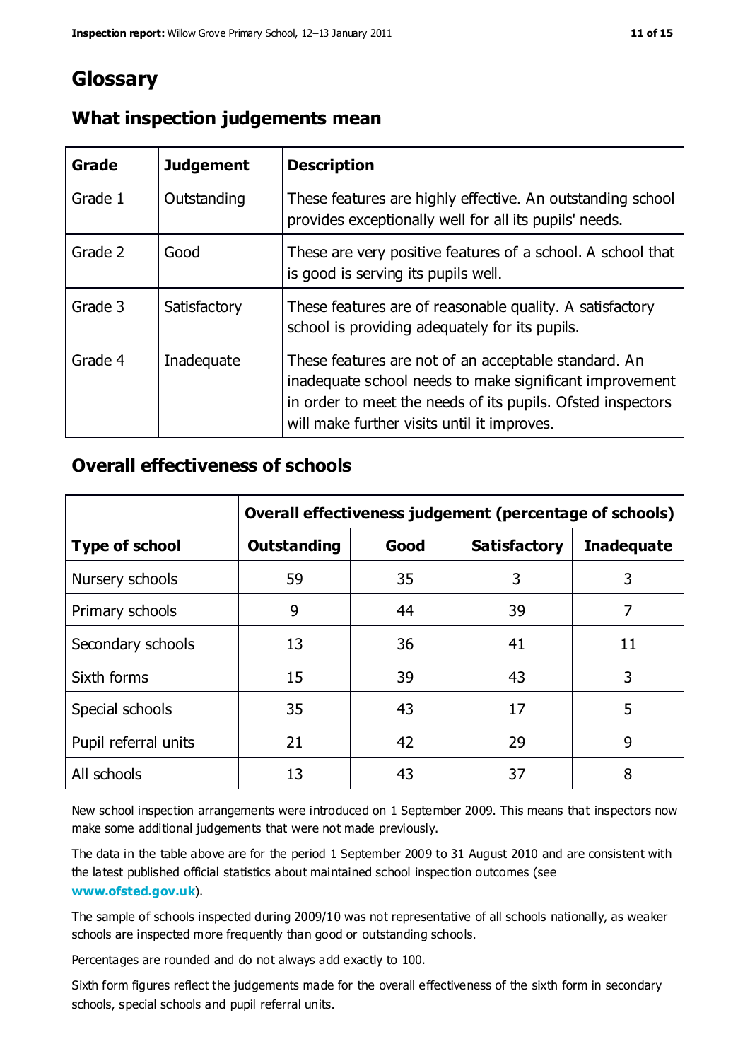# Glossary

## What inspection judgements mean

| Grade | Judgement | Description |
| --- | --- | --- |
| Grade 1 | Outstanding | These features are highly effective. An outstanding school provides exceptionally well for all its pupils' needs. |
| Grade 2 | Good | These are very positive features of a school. A school that is good is serving its pupils well. |
| Grade 3 | Satisfactory | These features are of reasonable quality. A satisfactory school is providing adequately for its pupils. |
| Grade 4 | Inadequate | These features are not of an acceptable standard. An inadequate school needs to make significant improvement in order to meet the needs of its pupils. Ofsted inspectors will make further visits until it improves. |

## Overall effectiveness of schools

| | Overall effectiveness judgement (percentage of schools) | | | |
| --- | --- | --- | --- | --- |
| **Type of school** | **Outstanding** | **Good** | **Satisfactory** | **Inadequate** |
| Nursery schools | 59 | 35 | 3 | 3 |
| Primary schools | 9 | 44 | 39 | 7 |
| Secondary schools | 13 | 36 | 41 | 11 |
| Sixth forms | 15 | 39 | 43 | 3 |
| Special schools | 35 | 43 | 17 | 5 |
| Pupil referral units | 21 | 42 | 29 | 9 |
| All schools | 13 | 43 | 37 | 8 |

New school inspection arrangements were introduced on 1 September 2009. This means that inspectors now make some additional judgements that were not made previously.

The data in the table above are for the period 1 September 2009 to 31 August 2010 and are consistent with the latest published official statistics about maintained school inspection outcomes (see **www.ofsted.gov.uk**).

The sample of schools inspected during 2009/10 was not representative of all schools nationally, as weaker schools are inspected more frequently than good or outstanding schools.

Percentages are rounded and do not always add exactly to 100.

Sixth form figures reflect the judgements made for the overall effectiveness of the sixth form in secondary schools, special schools and pupil referral units.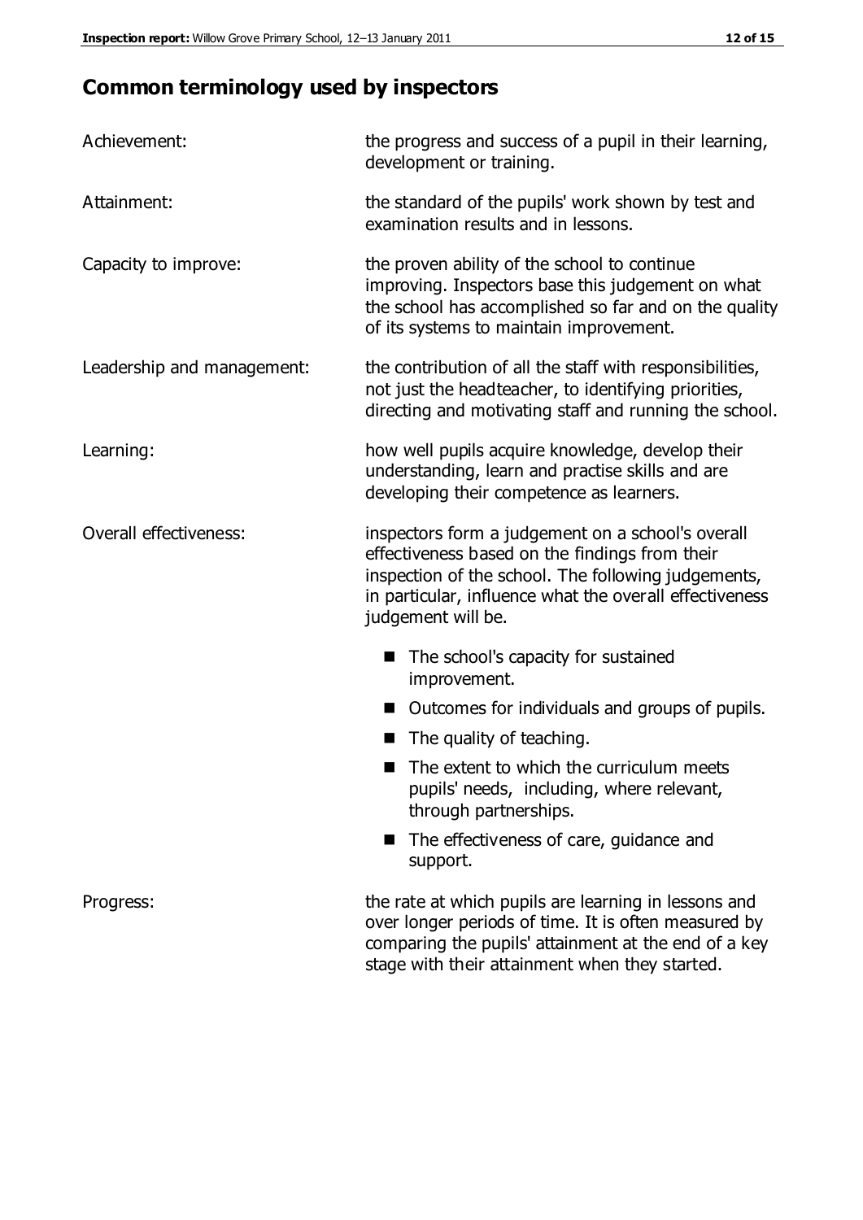## Common terminology used by inspectors

| | |
|---|---|
| Achievement: | the progress and success of a pupil in their learning, development or training. |
| Attainment: | the standard of the pupils' work shown by test and examination results and in lessons. |
| Capacity to improve: | the proven ability of the school to continue improving. Inspectors base this judgement on what the school has accomplished so far and on the quality of its systems to maintain improvement. |
| Leadership and management: | the contribution of all the staff with responsibilities, not just the headteacher, to identifying priorities, directing and motivating staff and running the school. |
| Learning: | how well pupils acquire knowledge, develop their understanding, learn and practise skills and are developing their competence as learners. |
| Overall effectiveness: | inspectors form a judgement on a school's overall effectiveness based on the findings from their inspection of the school. The following judgements, in particular, influence what the overall effectiveness judgement will be. |

- The school's capacity for sustained improvement.
- Outcomes for individuals and groups of pupils.
- The quality of teaching.
- The extent to which the curriculum meets pupils' needs, including, where relevant, through partnerships.
- The effectiveness of care, guidance and support.

| | |
|---|---|
| Progress: | the rate at which pupils are learning in lessons and over longer periods of time. It is often measured by comparing the pupils' attainment at the end of a key stage with their attainment when they started. |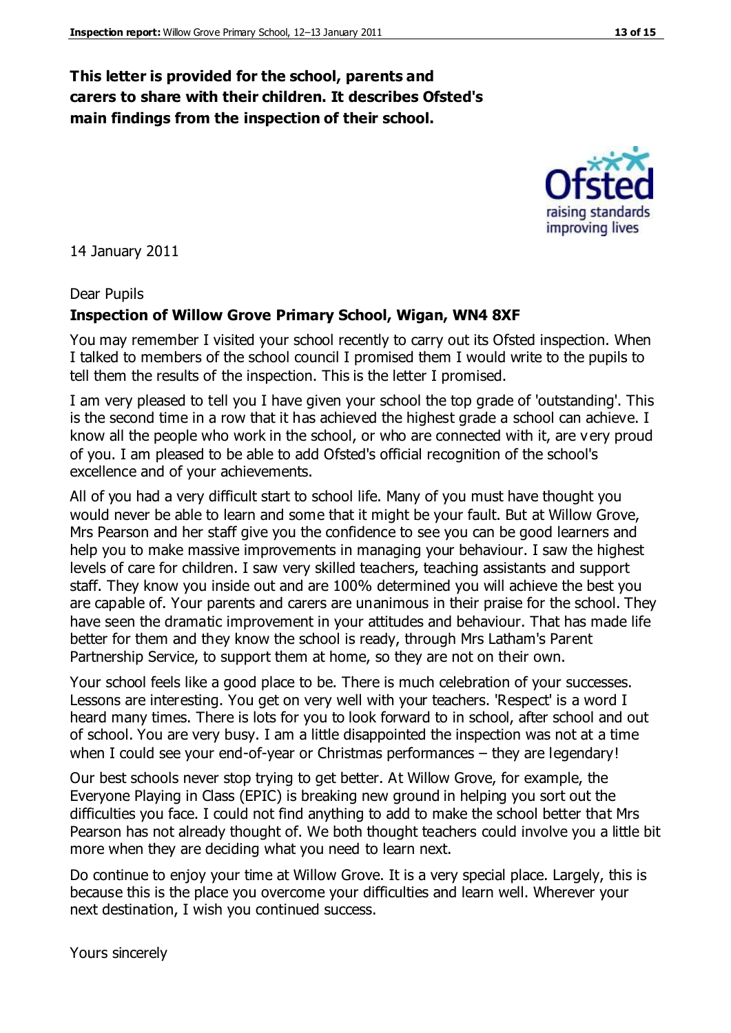**This letter is provided for the school, parents and carers to share with their children. It describes Ofsted's main findings from the inspection of their school.**

14 January 2011

Dear Pupils

**Inspection of Willow Grove Primary School, Wigan, WN4 8XF**

You may remember I visited your school recently to carry out its Ofsted inspection. When I talked to members of the school council I promised them I would write to the pupils to tell them the results of the inspection. This is the letter I promised.

I am very pleased to tell you I have given your school the top grade of 'outstanding'. This is the second time in a row that it has achieved the highest grade a school can achieve. I know all the people who work in the school, or who are connected with it, are very proud of you. I am pleased to be able to add Ofsted's official recognition of the school's excellence and of your achievements.

All of you had a very difficult start to school life. Many of you must have thought you would never be able to learn and some that it might be your fault. But at Willow Grove, Mrs Pearson and her staff give you the confidence to see you can be good learners and help you to make massive improvements in managing your behaviour. I saw the highest levels of care for children. I saw very skilled teachers, teaching assistants and support staff. They know you inside out and are 100% determined you will achieve the best you are capable of. Your parents and carers are unanimous in their praise for the school. They have seen the dramatic improvement in your attitudes and behaviour. That has made life better for them and they know the school is ready, through Mrs Latham's Parent Partnership Service, to support them at home, so they are not on their own.

Your school feels like a good place to be. There is much celebration of your successes. Lessons are interesting. You get on very well with your teachers. 'Respect' is a word I heard many times. There is lots for you to look forward to in school, after school and out of school. You are very busy. I am a little disappointed the inspection was not at a time when I could see your end-of-year or Christmas performances – they are legendary!

Our best schools never stop trying to get better. At Willow Grove, for example, the Everyone Playing in Class (EPIC) is breaking new ground in helping you sort out the difficulties you face. I could not find anything to add to make the school better that Mrs Pearson has not already thought of. We both thought teachers could involve you a little bit more when they are deciding what you need to learn next.

Do continue to enjoy your time at Willow Grove. It is a very special place. Largely, this is because this is the place you overcome your difficulties and learn well. Wherever your next destination, I wish you continued success.

Yours sincerely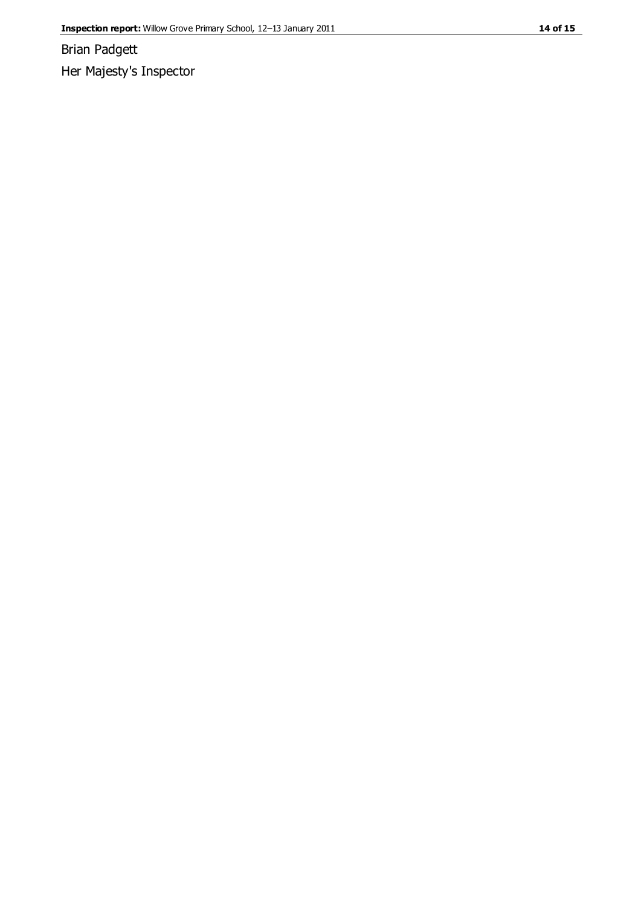Brian Padgett

Her Majesty's Inspector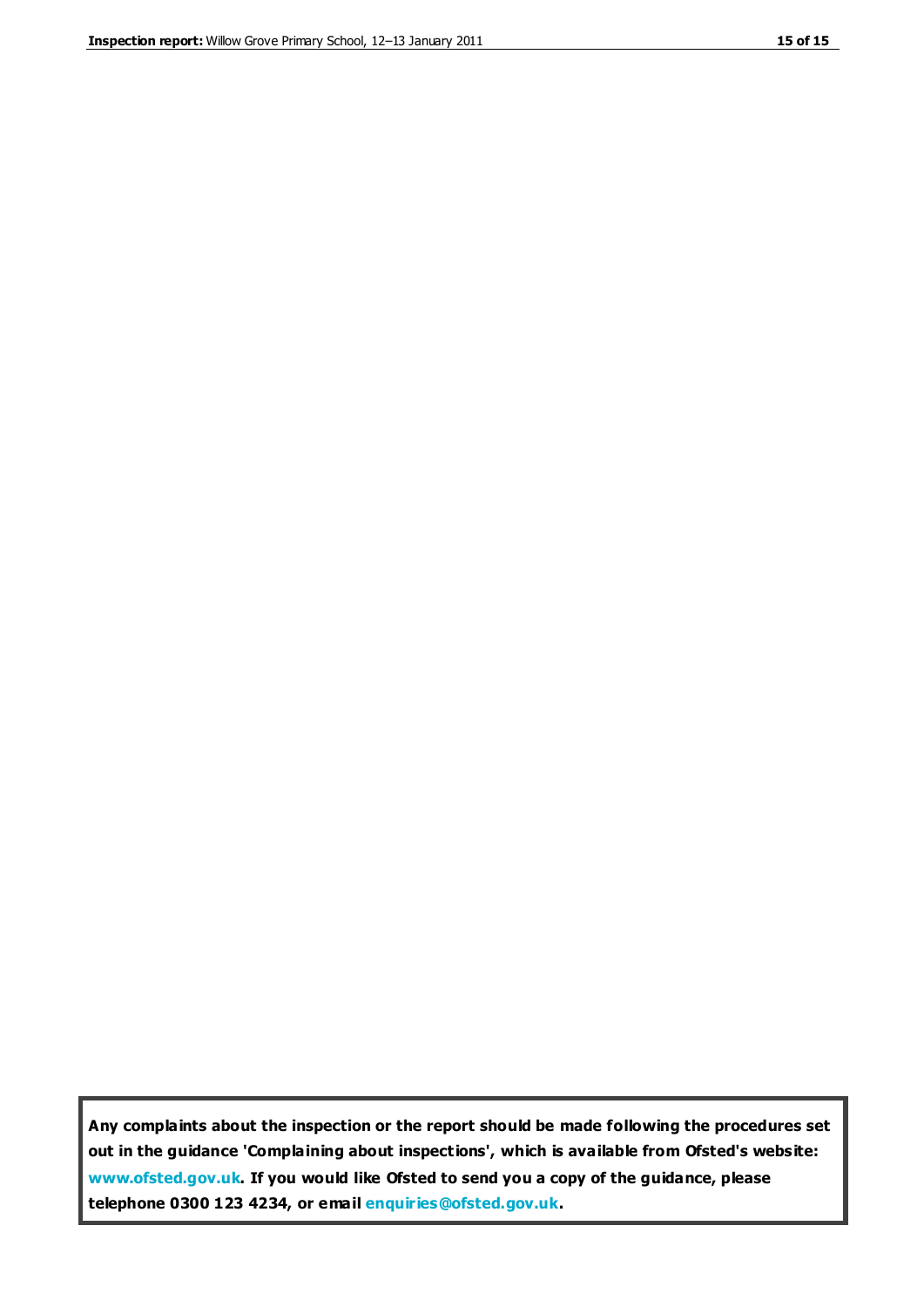**Any complaints about the inspection or the report should be made following the procedures set out in the guidance 'Complaining about inspections', which is available from Ofsted's website: www.ofsted.gov.uk. If you would like Ofsted to send you a copy of the guidance, please telephone 0300 123 4234, or email enquiries@ofsted.gov.uk.**